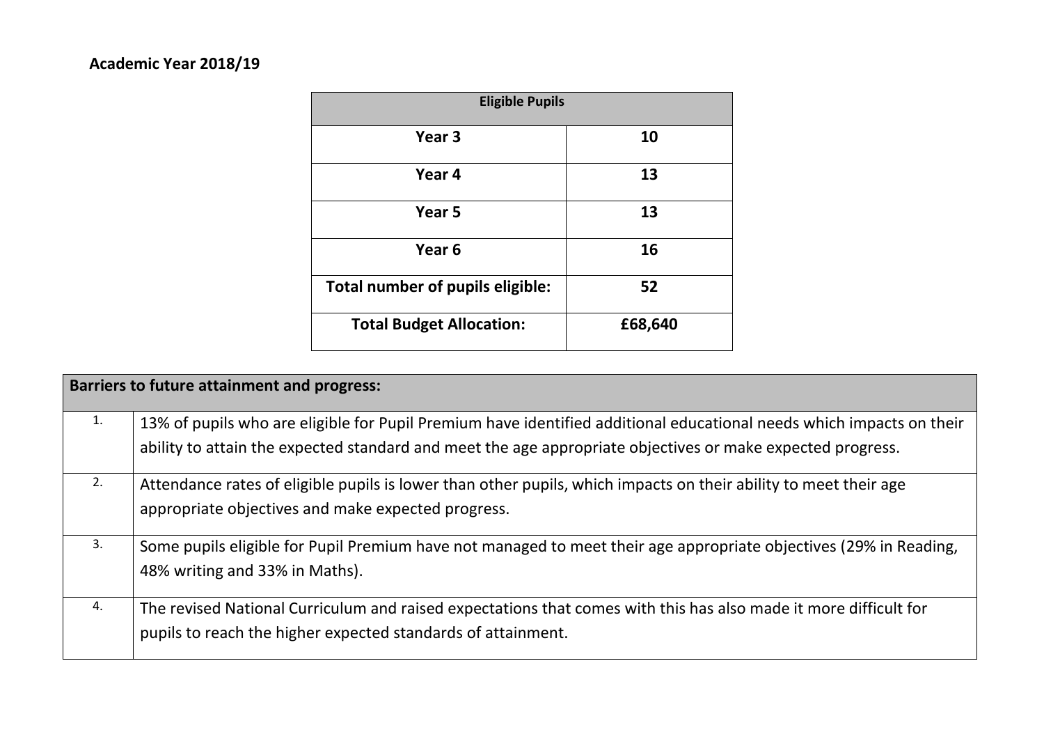**Academic Year 2018/19**

| Eligible Pupils | |
|---|---|
| **Year 3** | **10** |
| **Year 4** | **13** |
| **Year 5** | **13** |
| **Year 6** | **16** |
| **Total number of pupils eligible:** | **52** |
| **Total Budget Allocation:** | **£68,640** |

| **Barriers to future attainment and progress:** | |
|---|---|
| 1. | 13% of pupils who are eligible for Pupil Premium have identified additional educational needs which impacts on their ability to attain the expected standard and meet the age appropriate objectives or make expected progress. |
| 2. | Attendance rates of eligible pupils is lower than other pupils, which impacts on their ability to meet their age appropriate objectives and make expected progress. |
| 3. | Some pupils eligible for Pupil Premium have not managed to meet their age appropriate objectives (29% in Reading, 48% writing and 33% in Maths). |
| 4. | The revised National Curriculum and raised expectations that comes with this has also made it more difficult for pupils to reach the higher expected standards of attainment. |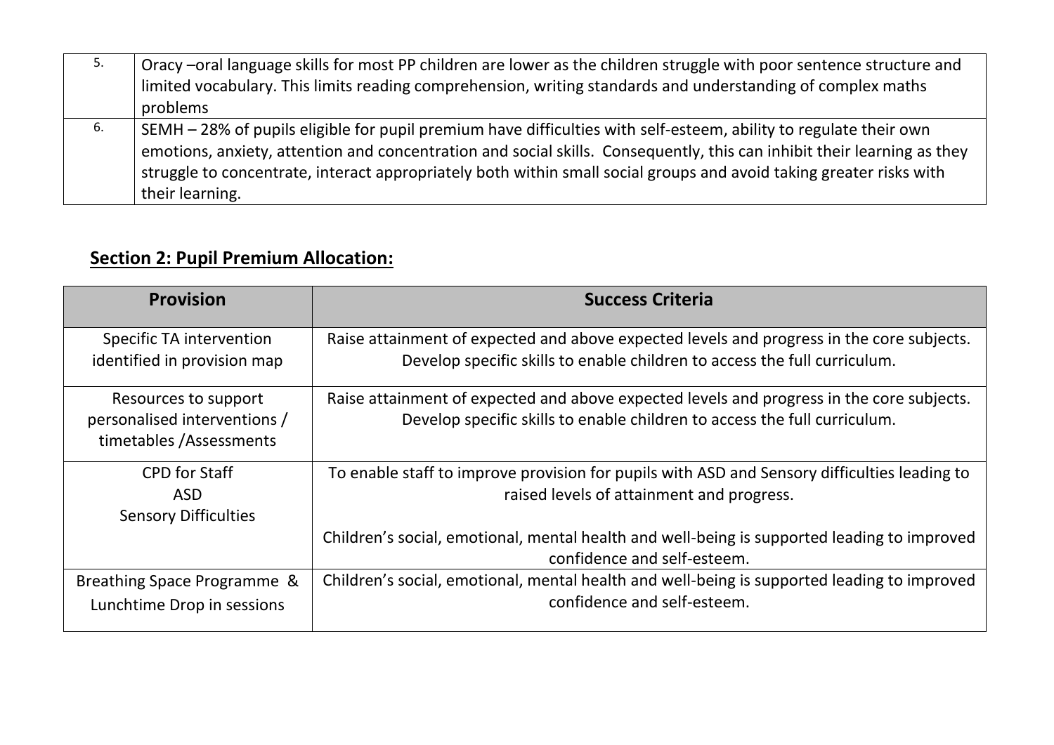| | |
|---|---|
| 5. | Oracy –oral language skills for most PP children are lower as the children struggle with poor sentence structure and limited vocabulary. This limits reading comprehension, writing standards and understanding of complex maths problems |
| 6. | SEMH – 28% of pupils eligible for pupil premium have difficulties with self-esteem, ability to regulate their own emotions, anxiety, attention and concentration and social skills. Consequently, this can inhibit their learning as they struggle to concentrate, interact appropriately both within small social groups and avoid taking greater risks with their learning. |

## Section 2: Pupil Premium Allocation:

| Provision | Success Criteria |
|---|---|
| Specific TA intervention identified in provision map | Raise attainment of expected and above expected levels and progress in the core subjects. Develop specific skills to enable children to access the full curriculum. |
| Resources to support personalised interventions / timetables /Assessments | Raise attainment of expected and above expected levels and progress in the core subjects. Develop specific skills to enable children to access the full curriculum. |
| CPD for Staff<br>ASD<br>Sensory Difficulties | To enable staff to improve provision for pupils with ASD and Sensory difficulties leading to raised levels of attainment and progress.<br><br>Children's social, emotional, mental health and well-being is supported leading to improved confidence and self-esteem. |
| Breathing Space Programme & Lunchtime Drop in sessions | Children's social, emotional, mental health and well-being is supported leading to improved confidence and self-esteem. |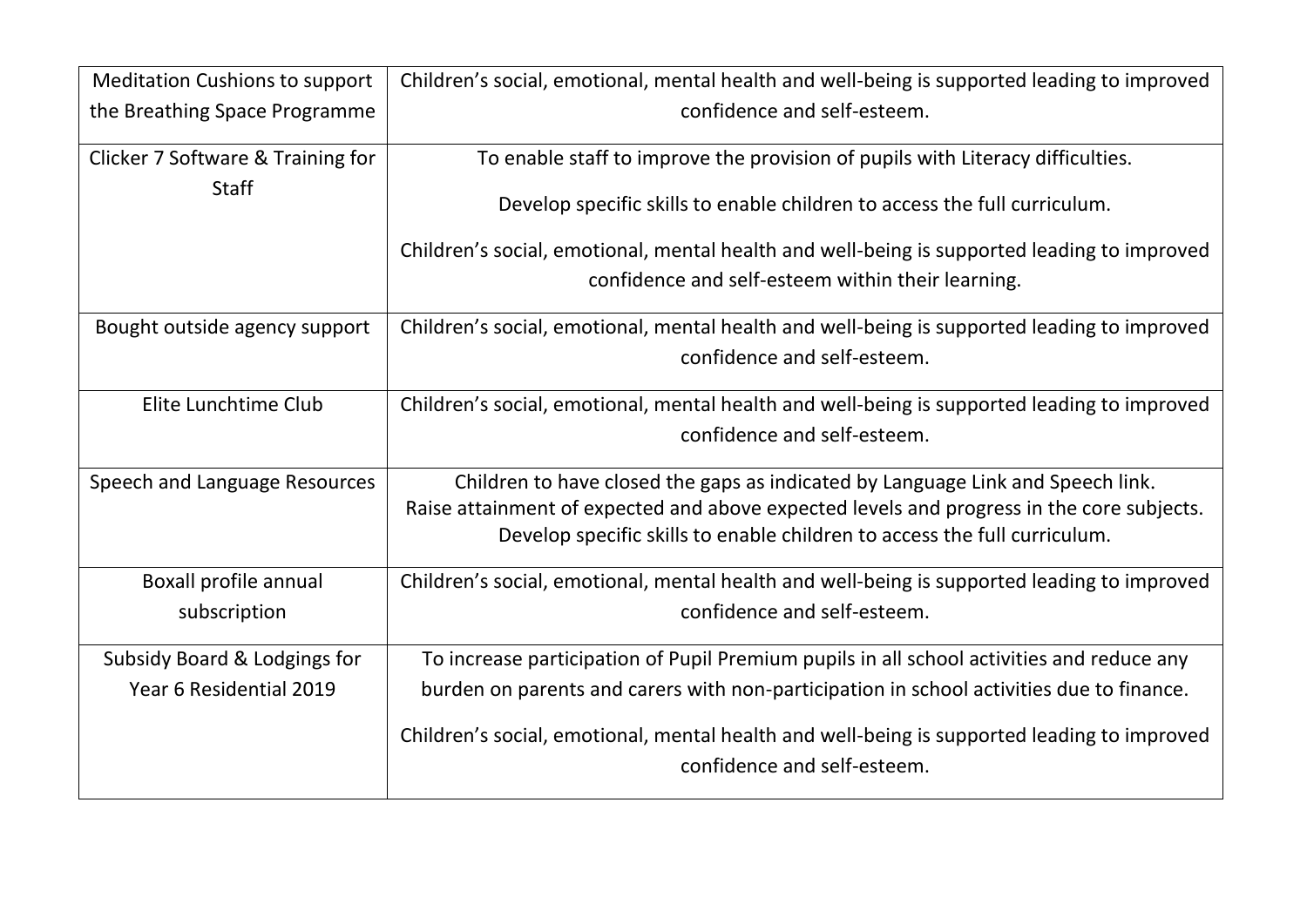| | |
|---|---|
| Meditation Cushions to support the Breathing Space Programme | Children's social, emotional, mental health and well-being is supported leading to improved confidence and self-esteem. |
| Clicker 7 Software & Training for Staff | To enable staff to improve the provision of pupils with Literacy difficulties.<br><br>Develop specific skills to enable children to access the full curriculum.<br><br>Children's social, emotional, mental health and well-being is supported leading to improved confidence and self-esteem within their learning. |
| Bought outside agency support | Children's social, emotional, mental health and well-being is supported leading to improved confidence and self-esteem. |
| Elite Lunchtime Club | Children's social, emotional, mental health and well-being is supported leading to improved confidence and self-esteem. |
| Speech and Language Resources | Children to have closed the gaps as indicated by Language Link and Speech link.<br>Raise attainment of expected and above expected levels and progress in the core subjects.<br>Develop specific skills to enable children to access the full curriculum. |
| Boxall profile annual subscription | Children's social, emotional, mental health and well-being is supported leading to improved confidence and self-esteem. |
| Subsidy Board & Lodgings for Year 6 Residential 2019 | To increase participation of Pupil Premium pupils in all school activities and reduce any burden on parents and carers with non-participation in school activities due to finance.<br><br>Children's social, emotional, mental health and well-being is supported leading to improved confidence and self-esteem. |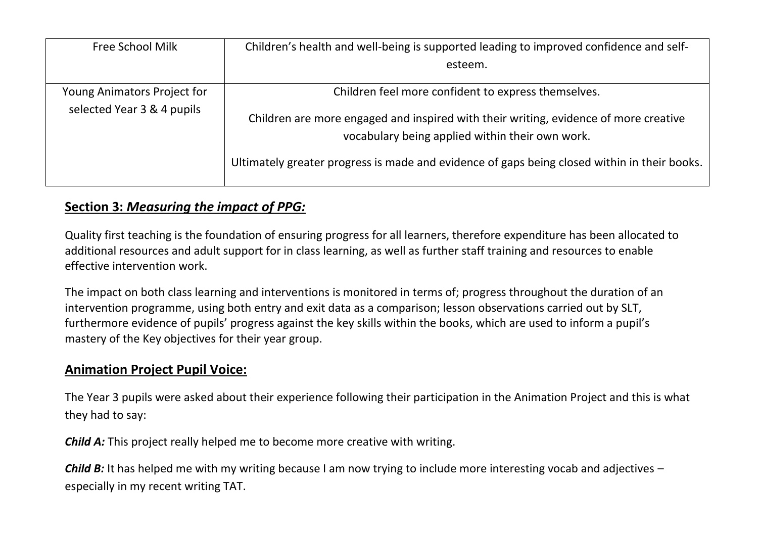| Free School Milk | Children's health and well-being is supported leading to improved confidence and self-esteem. |
|---|---|
| Young Animators Project for selected Year 3 & 4 pupils | Children feel more confident to express themselves.<br><br>Children are more engaged and inspired with their writing, evidence of more creative vocabulary being applied within their own work.<br><br>Ultimately greater progress is made and evidence of gaps being closed within in their books. |

## Section 3: *Measuring the impact of PPG:*

Quality first teaching is the foundation of ensuring progress for all learners, therefore expenditure has been allocated to additional resources and adult support for in class learning, as well as further staff training and resources to enable effective intervention work.

The impact on both class learning and interventions is monitored in terms of; progress throughout the duration of an intervention programme, using both entry and exit data as a comparison; lesson observations carried out by SLT, furthermore evidence of pupils' progress against the key skills within the books, which are used to inform a pupil's mastery of the Key objectives for their year group.

## Animation Project Pupil Voice:

The Year 3 pupils were asked about their experience following their participation in the Animation Project and this is what they had to say:

***Child A:*** This project really helped me to become more creative with writing.

***Child B:*** It has helped me with my writing because I am now trying to include more interesting vocab and adjectives – especially in my recent writing TAT.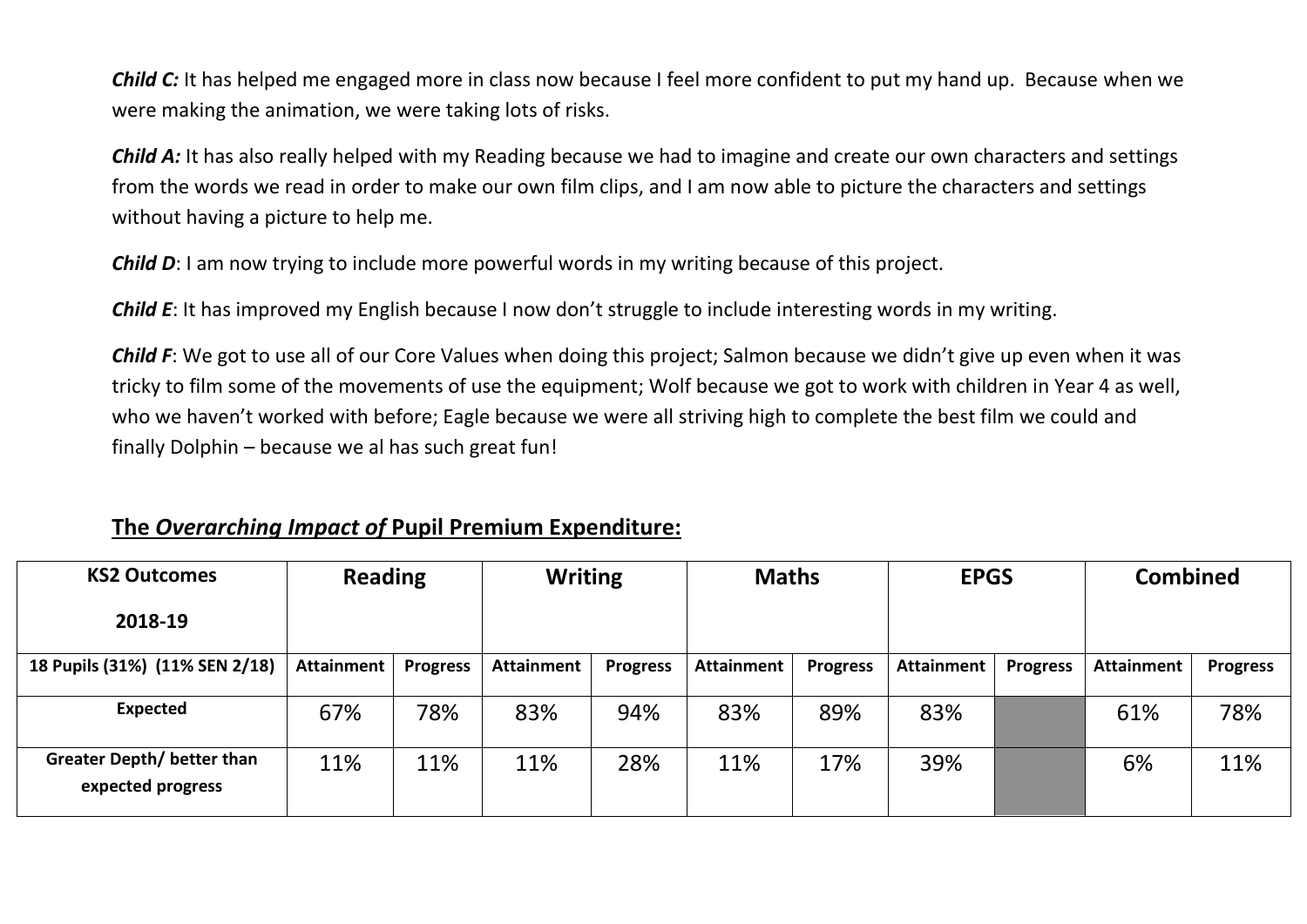***Child C:*** It has helped me engaged more in class now because I feel more confident to put my hand up. Because when we were making the animation, we were taking lots of risks.

***Child A:*** It has also really helped with my Reading because we had to imagine and create our own characters and settings from the words we read in order to make our own film clips, and I am now able to picture the characters and settings without having a picture to help me.

***Child D***: I am now trying to include more powerful words in my writing because of this project.

***Child E***: It has improved my English because I now don't struggle to include interesting words in my writing.

***Child F***: We got to use all of our Core Values when doing this project; Salmon because we didn't give up even when it was tricky to film some of the movements of use the equipment; Wolf because we got to work with children in Year 4 as well, who we haven't worked with before; Eagle because we were all striving high to complete the best film we could and finally Dolphin – because we al has such great fun!

## The *Overarching Impact of* Pupil Premium Expenditure:

| **KS2 Outcomes 2018-19** | **Reading** | | **Writing** | | **Maths** | | **EPGS** | | **Combined** | |
|---|---|---|---|---|---|---|---|---|---|---|
| **18 Pupils (31%) (11% SEN 2/18)** | **Attainment** | **Progress** | **Attainment** | **Progress** | **Attainment** | **Progress** | **Attainment** | **Progress** | **Attainment** | **Progress** |
| **Expected** | 67% | 78% | 83% | 94% | 83% | 89% | 83% | | 61% | 78% |
| **Greater Depth/ better than expected progress** | 11% | 11% | 11% | 28% | 11% | 17% | 39% | | 6% | 11% |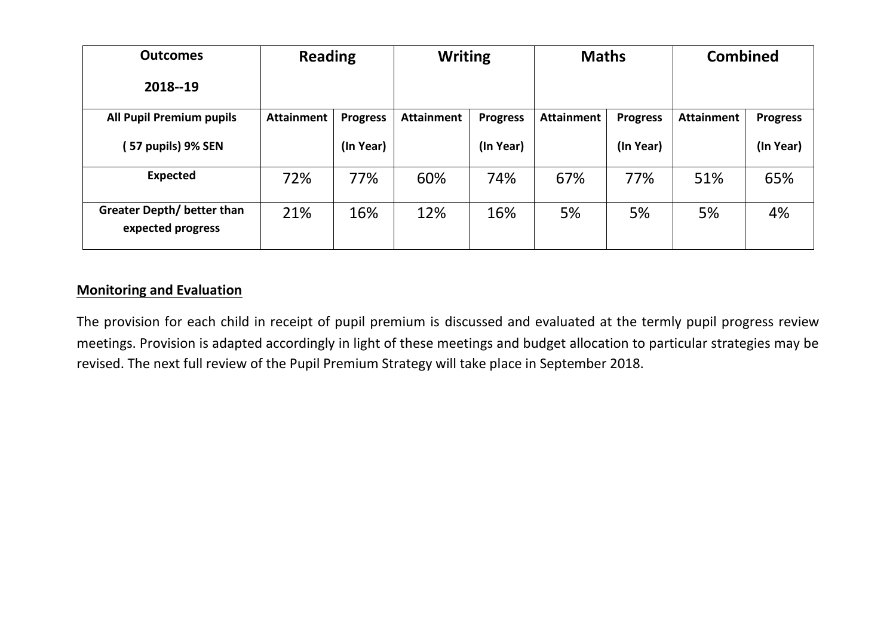| Outcomes 2018--19 | Reading | | Writing | | Maths | | Combined | |
|---|---|---|---|---|---|---|---|---|
| All Pupil Premium pupils ( 57 pupils) 9% SEN | Attainment | Progress (In Year) | Attainment | Progress (In Year) | Attainment | Progress (In Year) | Attainment | Progress (In Year) |
| Expected | 72% | 77% | 60% | 74% | 67% | 77% | 51% | 65% |
| Greater Depth/ better than expected progress | 21% | 16% | 12% | 16% | 5% | 5% | 5% | 4% |

**Monitoring and Evaluation**

The provision for each child in receipt of pupil premium is discussed and evaluated at the termly pupil progress review meetings. Provision is adapted accordingly in light of these meetings and budget allocation to particular strategies may be revised. The next full review of the Pupil Premium Strategy will take place in September 2018.